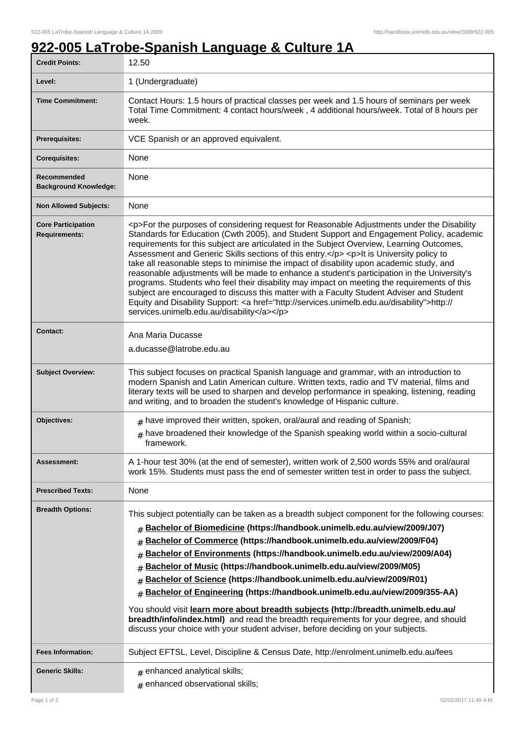# 922-005 LaTrobe-Spanish Language & Culture 1A

| | |
|---|---|
| **Credit Points:** | 12.50 |
| **Level:** | 1 (Undergraduate) |
| **Time Commitment:** | Contact Hours: 1.5 hours of practical classes per week and 1.5 hours of seminars per week Total Time Commitment: 4 contact hours/week , 4 additional hours/week. Total of 8 hours per week. |
| **Prerequisites:** | VCE Spanish or an approved equivalent. |
| **Corequisites:** | None |
| **Recommended Background Knowledge:** | None |
| **Non Allowed Subjects:** | None |
| **Core Participation Requirements:** | <p>For the purposes of considering request for Reasonable Adjustments under the Disability Standards for Education (Cwth 2005), and Student Support and Engagement Policy, academic requirements for this subject are articulated in the Subject Overview, Learning Outcomes, Assessment and Generic Skills sections of this entry.</p> <p>It is University policy to take all reasonable steps to minimise the impact of disability upon academic study, and reasonable adjustments will be made to enhance a student's participation in the University's programs. Students who feel their disability may impact on meeting the requirements of this subject are encouraged to discuss this matter with a Faculty Student Adviser and Student Equity and Disability Support: <a href="http://services.unimelb.edu.au/disability">http://services.unimelb.edu.au/disability</a></p> |
| **Contact:** | Ana Maria Ducasse<br>a.ducasse@latrobe.edu.au |
| **Subject Overview:** | This subject focuses on practical Spanish language and grammar, with an introduction to modern Spanish and Latin American culture. Written texts, radio and TV material, films and literary texts will be used to sharpen and develop performance in speaking, listening, reading and writing, and to broaden the student's knowledge of Hispanic culture. |
| **Objectives:** | # have improved their written, spoken, oral/aural and reading of Spanish;<br># have broadened their knowledge of the Spanish speaking world within a socio-cultural framework. |
| **Assessment:** | A 1-hour test 30% (at the end of semester), written work of 2,500 words 55% and oral/aural work 15%. Students must pass the end of semester written test in order to pass the subject. |
| **Prescribed Texts:** | None |
| **Breadth Options:** | This subject potentially can be taken as a breadth subject component for the following courses:<br># **Bachelor of Biomedicine (https://handbook.unimelb.edu.au/view/2009/J07)**<br># **Bachelor of Commerce (https://handbook.unimelb.edu.au/view/2009/F04)**<br># **Bachelor of Environments (https://handbook.unimelb.edu.au/view/2009/A04)**<br># **Bachelor of Music (https://handbook.unimelb.edu.au/view/2009/M05)**<br># **Bachelor of Science (https://handbook.unimelb.edu.au/view/2009/R01)**<br># **Bachelor of Engineering (https://handbook.unimelb.edu.au/view/2009/355-AA)**<br>You should visit **learn more about breadth subjects (http://breadth.unimelb.edu.au/breadth/info/index.html)** and read the breadth requirements for your degree, and should discuss your choice with your student adviser, before deciding on your subjects. |
| **Fees Information:** | Subject EFTSL, Level, Discipline & Census Date, http://enrolment.unimelb.edu.au/fees |
| **Generic Skills:** | # enhanced analytical skills;<br># enhanced observational skills; |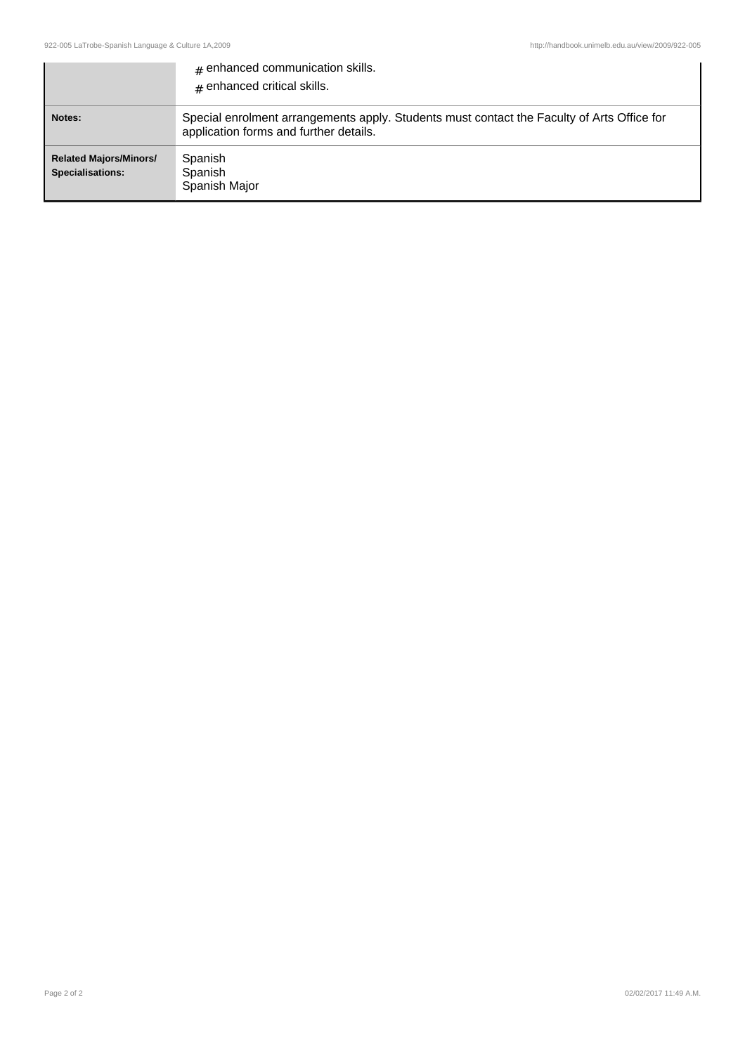| | |
|---|---|
| | # enhanced communication skills.<br># enhanced critical skills. |
| **Notes:** | Special enrolment arrangements apply. Students must contact the Faculty of Arts Office for application forms and further details. |
| **Related Majors/Minors/ Specialisations:** | Spanish<br>Spanish<br>Spanish Major |